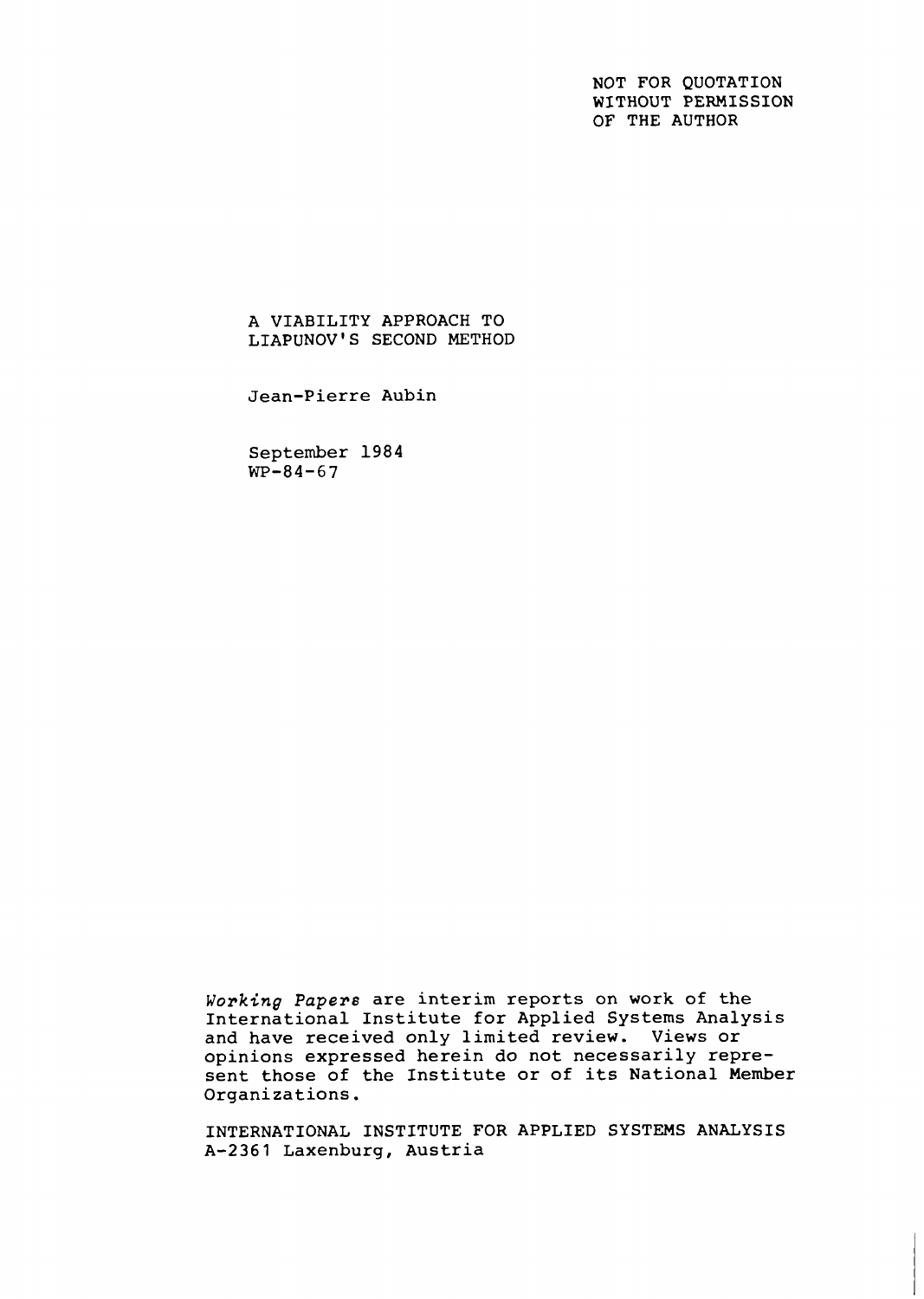NOT FOR QUOTATION
WITHOUT PERMISSION
OF THE AUTHOR

# A VIABILITY APPROACH TO LIAPUNOV'S SECOND METHOD

Jean-Pierre Aubin

September 1984
WP-84-67

*Working Papers* are interim reports on work of the International Institute for Applied Systems Analysis and have received only limited review. Views or opinions expressed herein do not necessarily represent those of the Institute or of its National Member Organizations.

INTERNATIONAL INSTITUTE FOR APPLIED SYSTEMS ANALYSIS
A-2361 Laxenburg, Austria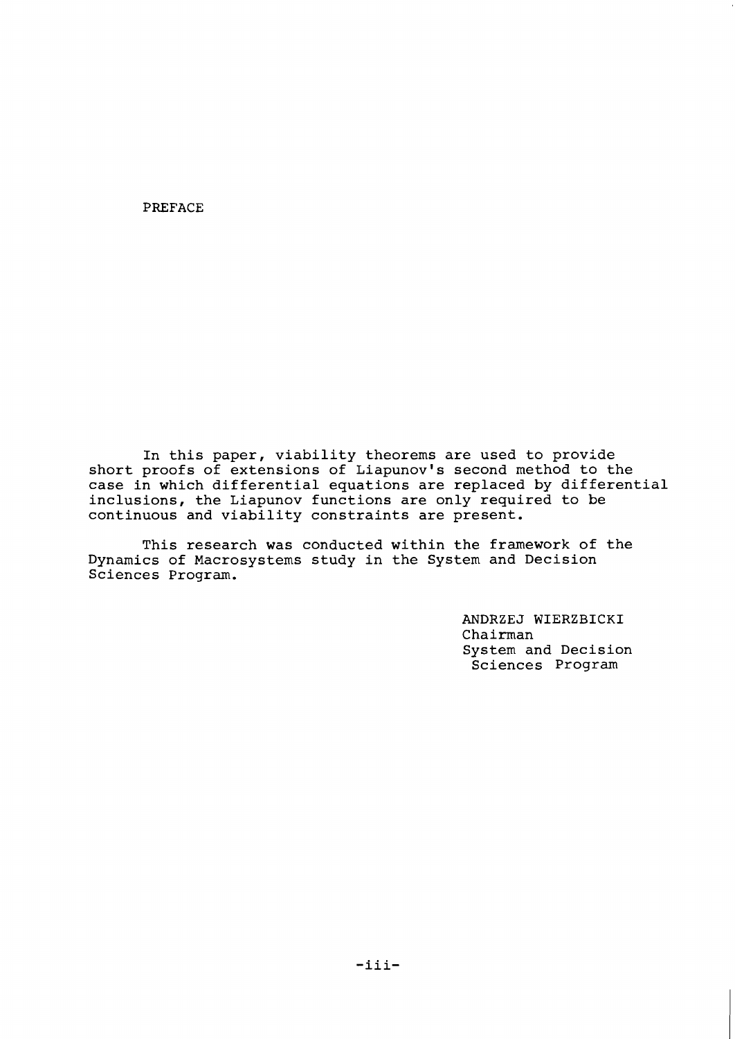# PREFACE

In this paper, viability theorems are used to provide short proofs of extensions of Liapunov's second method to the case in which differential equations are replaced by differential inclusions, the Liapunov functions are only required to be continuous and viability constraints are present.

This research was conducted within the framework of the Dynamics of Macrosystems study in the System and Decision Sciences Program.

ANDRZEJ WIERZBICKI
Chairman
System and Decision Sciences Program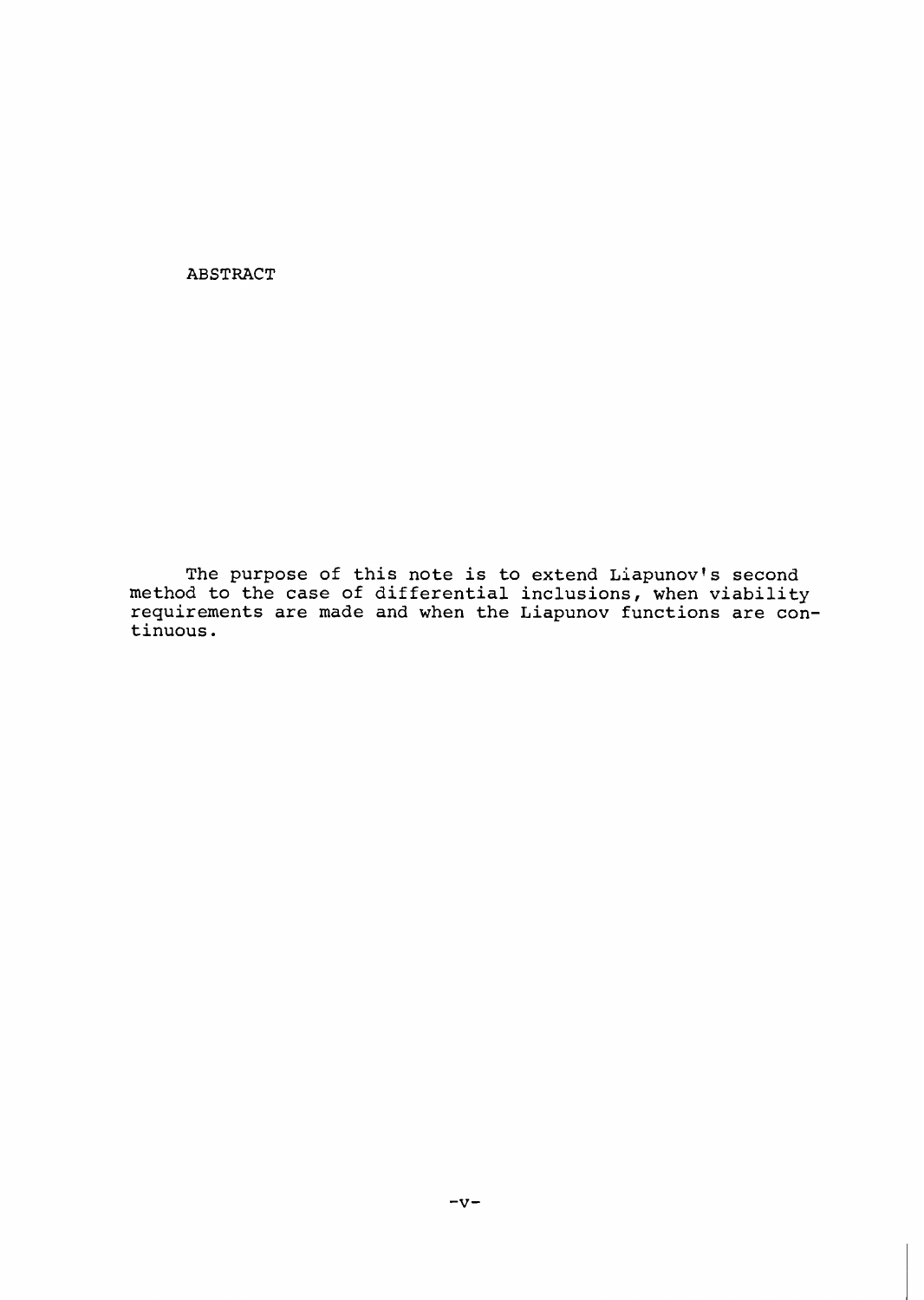# ABSTRACT

The purpose of this note is to extend Liapunov's second method to the case of differential inclusions, when viability requirements are made and when the Liapunov functions are continuous.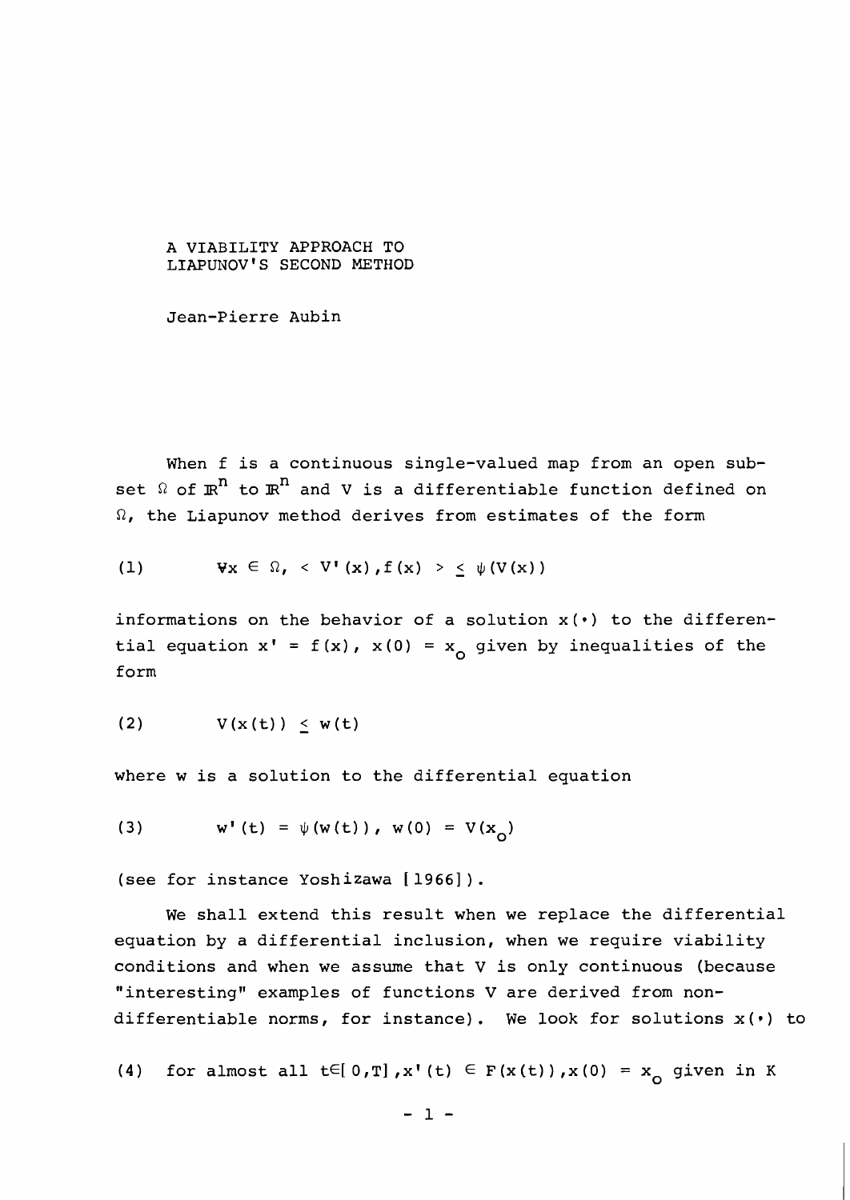# A VIABILITY APPROACH TO LIAPUNOV'S SECOND METHOD

Jean-Pierre Aubin

When f is a continuous single-valued map from an open subset $\Omega$ of $\mathbb{R}^n$ to $\mathbb{R}^n$ and V is a differentiable function defined on $\Omega$, the Liapunov method derives from estimates of the form

$$\text{(1)} \qquad \forall x \in \Omega, \ < V'(x), f(x) > \ \leq \psi(V(x))$$

informations on the behavior of a solution $x(\cdot)$ to the differential equation $x' = f(x)$, $x(0) = x_o$ given by inequalities of the form

$$\text{(2)} \qquad V(x(t)) \leq w(t)$$

where w is a solution to the differential equation

$$\text{(3)} \qquad w'(t) = \psi(w(t)), \ w(0) = V(x_o)$$

(see for instance Yoshizawa [1966]).

We shall extend this result when we replace the differential equation by a differential inclusion, when we require viability conditions and when we assume that V is only continuous (because "interesting" examples of functions V are derived from non-differentiable norms, for instance). We look for solutions $x(\cdot)$ to

$$\text{(4)} \quad \text{for almost all } t \in [0,T], x'(t) \in F(x(t)), x(0) = x_o \text{ given in K}$$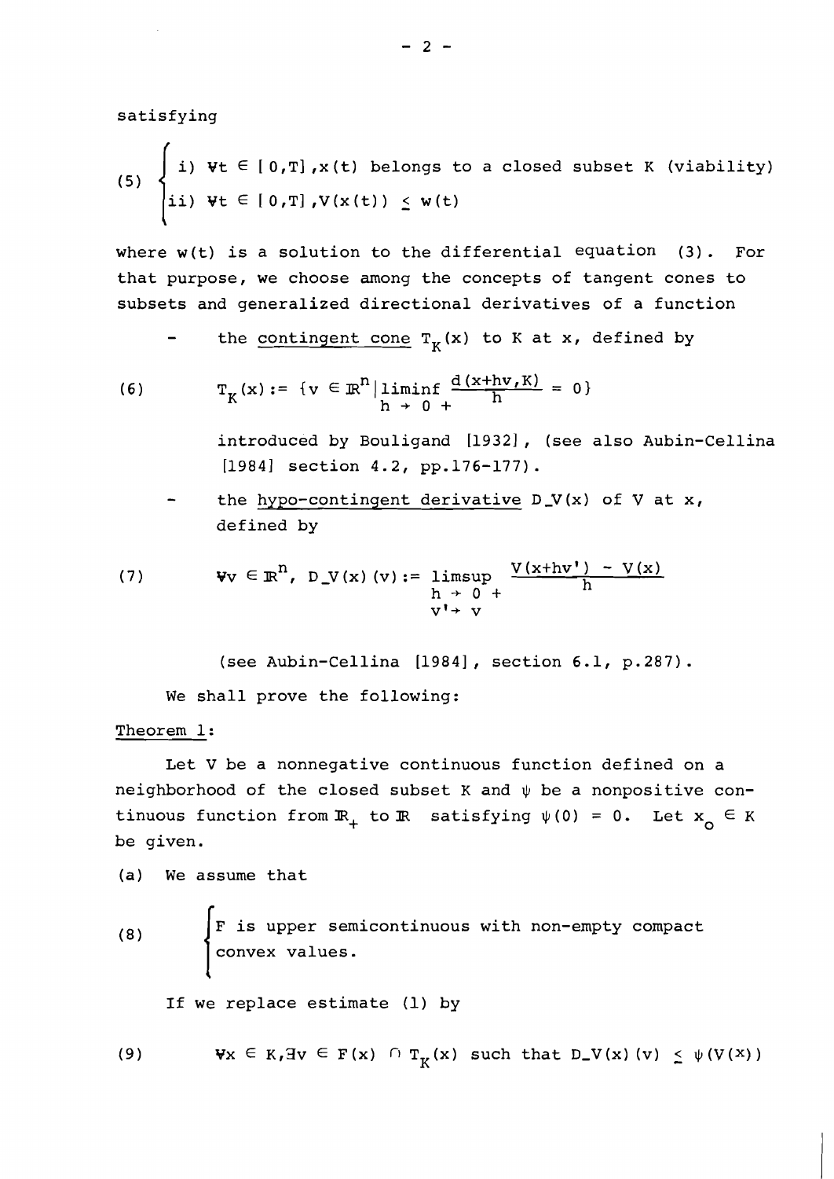satisfying

$$
(5) \quad \begin{cases} \text{i) } \forall t \in [0,T], x(t) \text{ belongs to a closed subset } K \text{ (viability)} \\ \text{ii) } \forall t \in [0,T], V(x(t)) \le w(t) \end{cases}
$$

where $w(t)$ is a solution to the differential equation (3). For that purpose, we choose among the concepts of tangent cones to subsets and generalized directional derivatives of a function

- the <u>contingent cone</u> $T_K(x)$ to $K$ at $x$, defined by

$$
(6) \qquad T_K(x) := \{v \in \mathbb{R}^n \mid \liminf_{h \to 0+} \frac{d(x+hv,K)}{h} = 0\}
$$

introduced by Bouligand [1932], (see also Aubin-Cellina [1984] section 4.2, pp.176-177).

- the <u>hypo-contingent derivative</u> $D_{\_}V(x)$ of $V$ at $x$, defined by

$$
(7) \qquad \forall v \in \mathbb{R}^n, \ D_{\_}V(x)(v) := \limsup_{\substack{h \to 0+ \\ v' \to v}} \frac{V(x+hv') - V(x)}{h}
$$

(see Aubin-Cellina [1984], section 6.1, p.287).

We shall prove the following:

<u>Theorem 1</u>:

Let $V$ be a nonnegative continuous function defined on a neighborhood of the closed subset $K$ and $\psi$ be a nonpositive continuous function from $\mathbb{R}_+$ to $\mathbb{R}$ satisfying $\psi(0) = 0$. Let $x_0 \in K$ be given.

(a) We assume that

$$
(8) \quad \begin{cases} F \text{ is upper semicontinuous with non-empty compact} \\ \text{convex values.} \end{cases}
$$

If we replace estimate (1) by

$$
(9) \qquad \forall x \in K, \exists v \in F(x) \cap T_K(x) \text{ such that } D_{\_}V(x)(v) \le \psi(V(x))
$$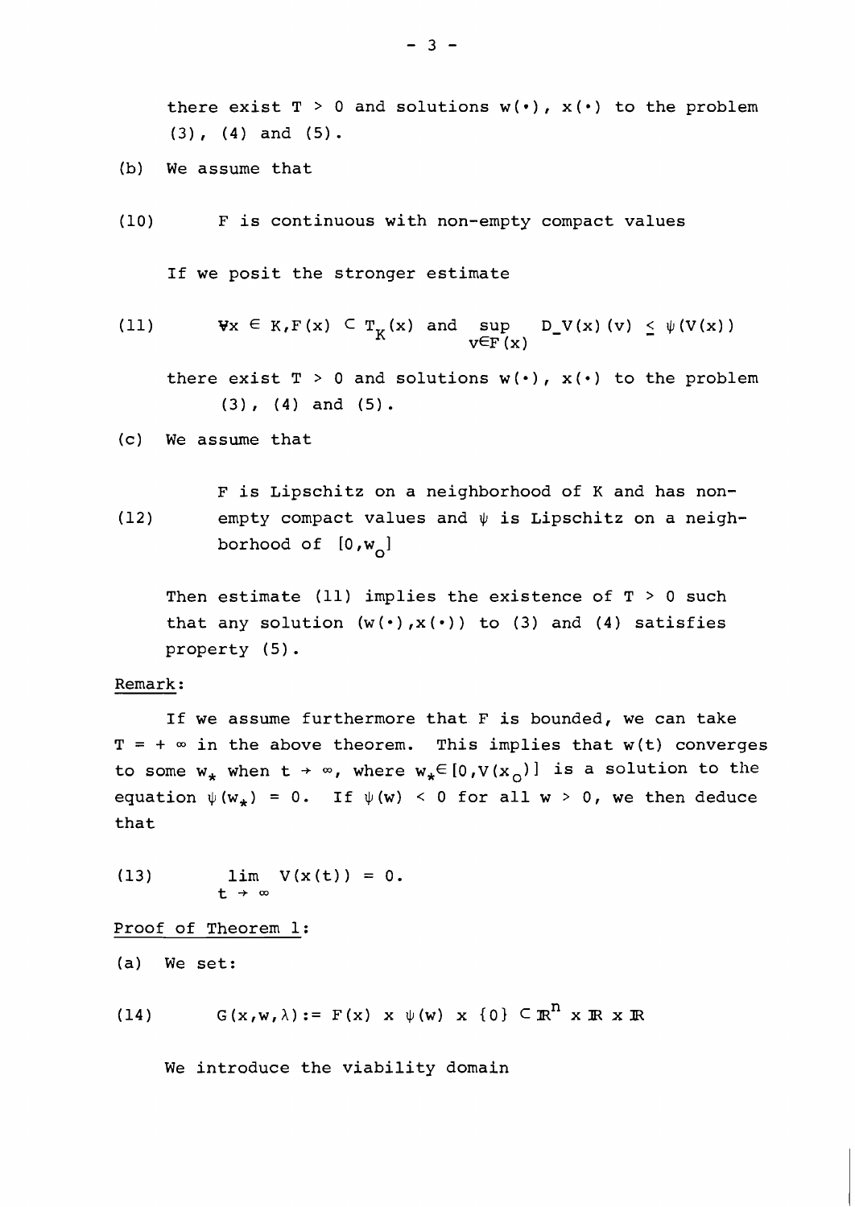there exist $T > 0$ and solutions $w(\cdot)$, $x(\cdot)$ to the problem (3), (4) and (5).

(b) We assume that

$$\text{(10)} \qquad F \text{ is continuous with non-empty compact values}$$

If we posit the stronger estimate

$$\text{(11)} \qquad \forall x \in K, F(x) \subset T_K(x) \text{ and } \sup_{v \in F(x)} D_{-}V(x)(v) \leq \psi(V(x))$$

there exist $T > 0$ and solutions $w(\cdot)$, $x(\cdot)$ to the problem (3), (4) and (5).

(c) We assume that

(12) $F$ is Lipschitz on a neighborhood of $K$ and has non-empty compact values and $\psi$ is Lipschitz on a neighborhood of $[0,w_0]$

Then estimate (11) implies the existence of $T > 0$ such that any solution $(w(\cdot),x(\cdot))$ to (3) and (4) satisfies property (5).

Remark:

If we assume furthermore that $F$ is bounded, we can take $T = +\infty$ in the above theorem. This implies that $w(t)$ converges to some $w_*$ when $t \to \infty$, where $w_* \in [0,V(x_0)]$ is a solution to the equation $\psi(w_*) = 0$. If $\psi(w) < 0$ for all $w > 0$, we then deduce that

$$\text{(13)} \qquad \lim_{t \to \infty} V(x(t)) = 0.$$

Proof of Theorem 1:

(a) We set:

$$\text{(14)} \qquad G(x,w,\lambda) := F(x) \times \psi(w) \times \{0\} \subset \mathbb{R}^n \times \mathbb{R} \times \mathbb{R}$$

We introduce the viability domain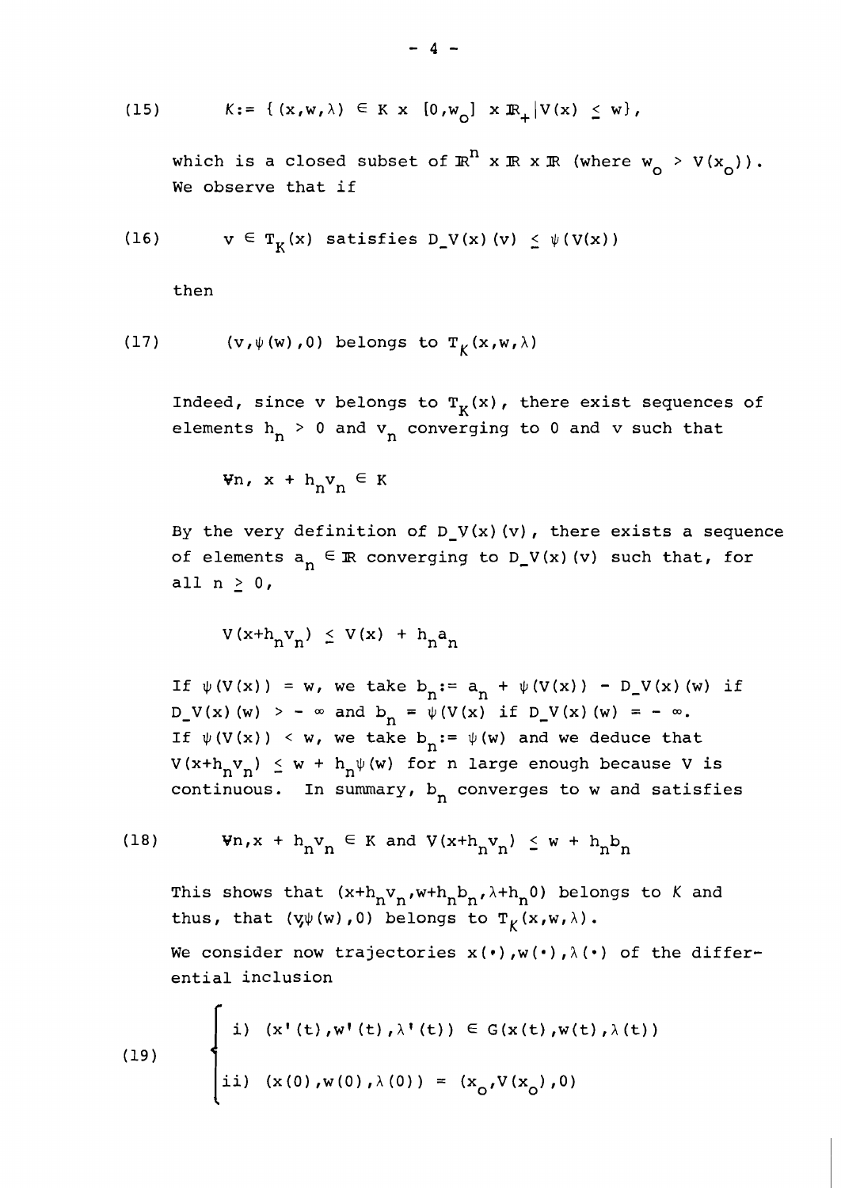$$(15) \qquad \mathcal{K} := \{(x,w,\lambda) \in K \times [0,w_o] \times \mathbb{R}_+ \mid V(x) \leq w\},$$

which is a closed subset of $\mathbb{R}^n \times \mathbb{R} \times \mathbb{R}$ (where $w_o > V(x_o)$). We observe that if

$$(16) \qquad v \in T_K(x) \text{ satisfies } D_-V(x)(v) \leq \psi(V(x))$$

then

$$(17) \qquad (v,\psi(w),0) \text{ belongs to } T_{\mathcal{K}}(x,w,\lambda)$$

Indeed, since v belongs to $T_K(x)$, there exist sequences of elements $h_n > 0$ and $v_n$ converging to 0 and v such that

$$\forall n,\ x + h_n v_n \in K$$

By the very definition of $D_-V(x)(v)$, there exists a sequence of elements $a_n \in \mathbb{R}$ converging to $D_-V(x)(v)$ such that, for all $n \geq 0$,

$$V(x+h_n v_n) \leq V(x) + h_n a_n$$

If $\psi(V(x)) = w$, we take $b_n := a_n + \psi(V(x)) - D_-V(x)(w)$ if $D_-V(x)(w) > -\infty$ and $b_n = \psi(V(x)$ if $D_-V(x)(w) = -\infty$. If $\psi(V(x)) < w$, we take $b_n := \psi(w)$ and we deduce that $V(x+h_n v_n) \leq w + h_n\psi(w)$ for n large enough because V is continuous. In summary, $b_n$ converges to w and satisfies

$$(18) \qquad \forall n, x + h_n v_n \in K \text{ and } V(x+h_n v_n) \leq w + h_n b_n$$

This shows that $(x+h_n v_n, w+h_n b_n, \lambda+h_n 0)$ belongs to $\mathcal{K}$ and thus, that $(v,\psi(w),0)$ belongs to $T_{\mathcal{K}}(x,w,\lambda)$.

We consider now trajectories $x(\cdot),w(\cdot),\lambda(\cdot)$ of the differential inclusion

$$(19) \qquad \begin{cases} \text{i)} & (x'(t),w'(t),\lambda'(t)) \in G(x(t),w(t),\lambda(t)) \\ \text{ii)} & (x(0),w(0),\lambda(0)) = (x_o,V(x_o),0) \end{cases}$$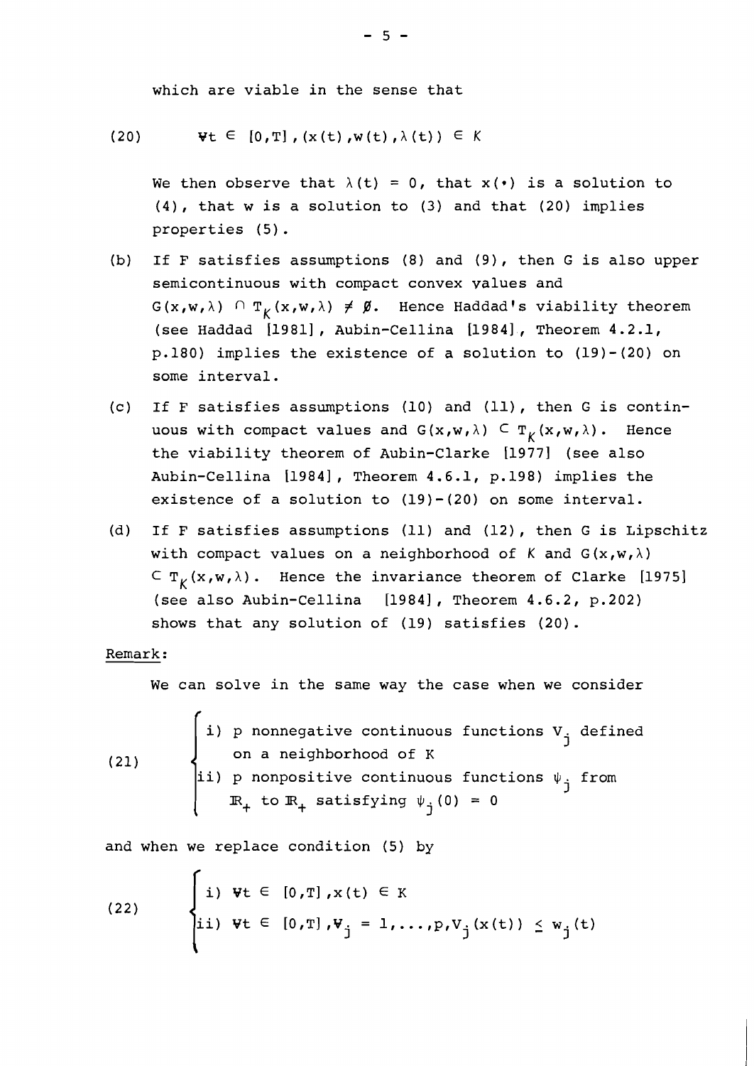which are viable in the sense that

$$(20) \qquad \forall t \in [0,T], (x(t), w(t), \lambda(t)) \in K$$

We then observe that $\lambda(t) = 0$, that $x(\cdot)$ is a solution to (4), that w is a solution to (3) and that (20) implies properties (5).

(b) If F satisfies assumptions (8) and (9), then G is also upper semicontinuous with compact convex values and $G(x,w,\lambda) \cap T_K(x,w,\lambda) \neq \emptyset$. Hence Haddad's viability theorem (see Haddad [1981], Aubin-Cellina [1984], Theorem 4.2.1, p.180) implies the existence of a solution to (19)-(20) on some interval.

(c) If F satisfies assumptions (10) and (11), then G is continuous with compact values and $G(x,w,\lambda) \subset T_K(x,w,\lambda)$. Hence the viability theorem of Aubin-Clarke [1977] (see also Aubin-Cellina [1984], Theorem 4.6.1, p.198) implies the existence of a solution to (19)-(20) on some interval.

(d) If F satisfies assumptions (11) and (12), then G is Lipschitz with compact values on a neighborhood of $K$ and $G(x,w,\lambda) \subset T_K(x,w,\lambda)$. Hence the invariance theorem of Clarke [1975] (see also Aubin-Cellina [1984], Theorem 4.6.2, p.202) shows that any solution of (19) satisfies (20).

Remark:

We can solve in the same way the case when we consider

$$(21) \qquad \begin{cases} \text{i) } p \text{ nonnegative continuous functions } V_j \text{ defined on a neighborhood of } K \\ \text{ii) } p \text{ nonpositive continuous functions } \psi_j \text{ from } \mathbb{R}_+ \text{ to } \mathbb{R}_+ \text{ satisfying } \psi_j(0) = 0 \end{cases}$$

and when we replace condition (5) by

$$(22) \qquad \begin{cases} \text{i) } \forall t \in [0,T], x(t) \in K \\ \text{ii) } \forall t \in [0,T], \forall_j = 1,\ldots,p, V_j(x(t)) \leq w_j(t) \end{cases}$$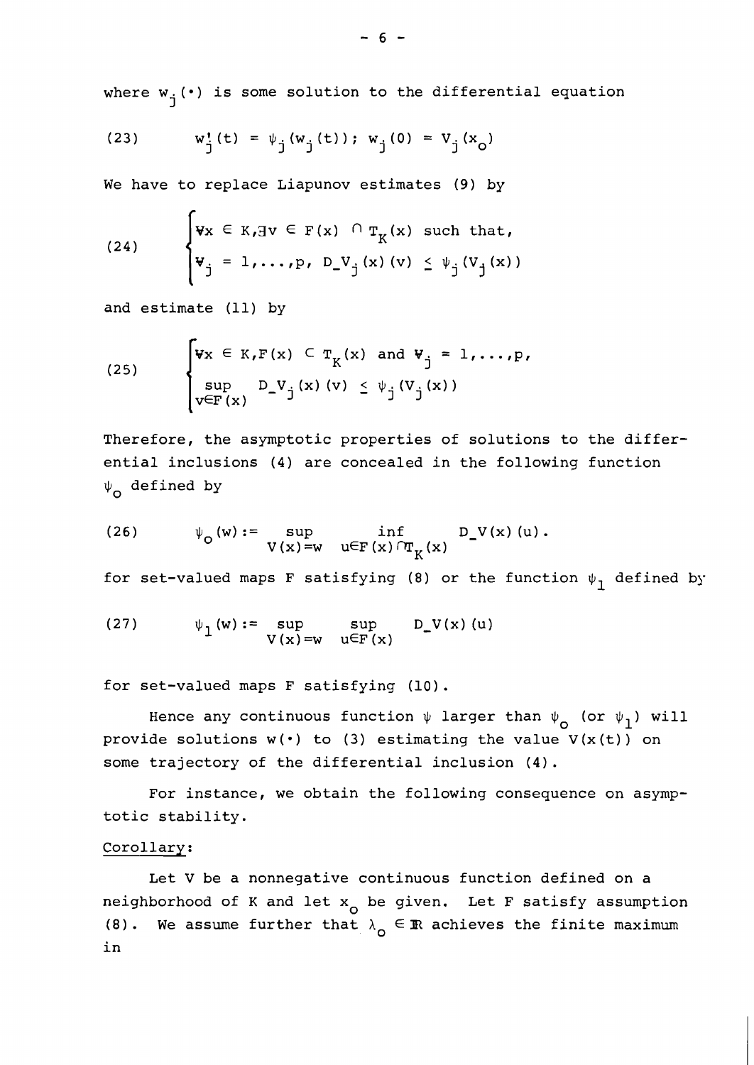where $w_j(\cdot)$ is some solution to the differential equation

$$
(23) \qquad w_j'(t) = \psi_j(w_j(t)); \; w_j(0) = V_j(x_0)
$$

We have to replace Liapunov estimates (9) by

$$
(24) \qquad \begin{cases} \forall x \in K, \exists v \in F(x) \cap T_K(x) \text{ such that,} \\ \forall_j = 1,\ldots,p, \; D_-V_j(x)(v) \leq \psi_j(V_j(x)) \end{cases}
$$

and estimate (11) by

$$
(25) \qquad \begin{cases} \forall x \in K, F(x) \subset T_K(x) \text{ and } \forall_j = 1,\ldots,p, \\ \sup\limits_{v \in F(x)} D_-V_j(x)(v) \leq \psi_j(V_j(x)) \end{cases}
$$

Therefore, the asymptotic properties of solutions to the differential inclusions (4) are concealed in the following function $\psi_o$ defined by

$$
(26) \qquad \psi_o(w) := \sup_{V(x)=w} \; \inf_{u \in F(x) \cap T_K(x)} D_-V(x)(u).
$$

for set-valued maps F satisfying (8) or the function $\psi_1$ defined by

$$
(27) \qquad \psi_1(w) := \sup_{V(x)=w} \; \sup_{u \in F(x)} D_-V(x)(u)
$$

for set-valued maps F satisfying (10).

Hence any continuous function $\psi$ larger than $\psi_o$ (or $\psi_1$) will provide solutions $w(\cdot)$ to (3) estimating the value $V(x(t))$ on some trajectory of the differential inclusion (4).

For instance, we obtain the following consequence on asymptotic stability.

Corollary:

Let V be a nonnegative continuous function defined on a neighborhood of K and let $x_o$ be given. Let F satisfy assumption (8). We assume further that $\lambda_o \in \mathbb{R}$ achieves the finite maximum in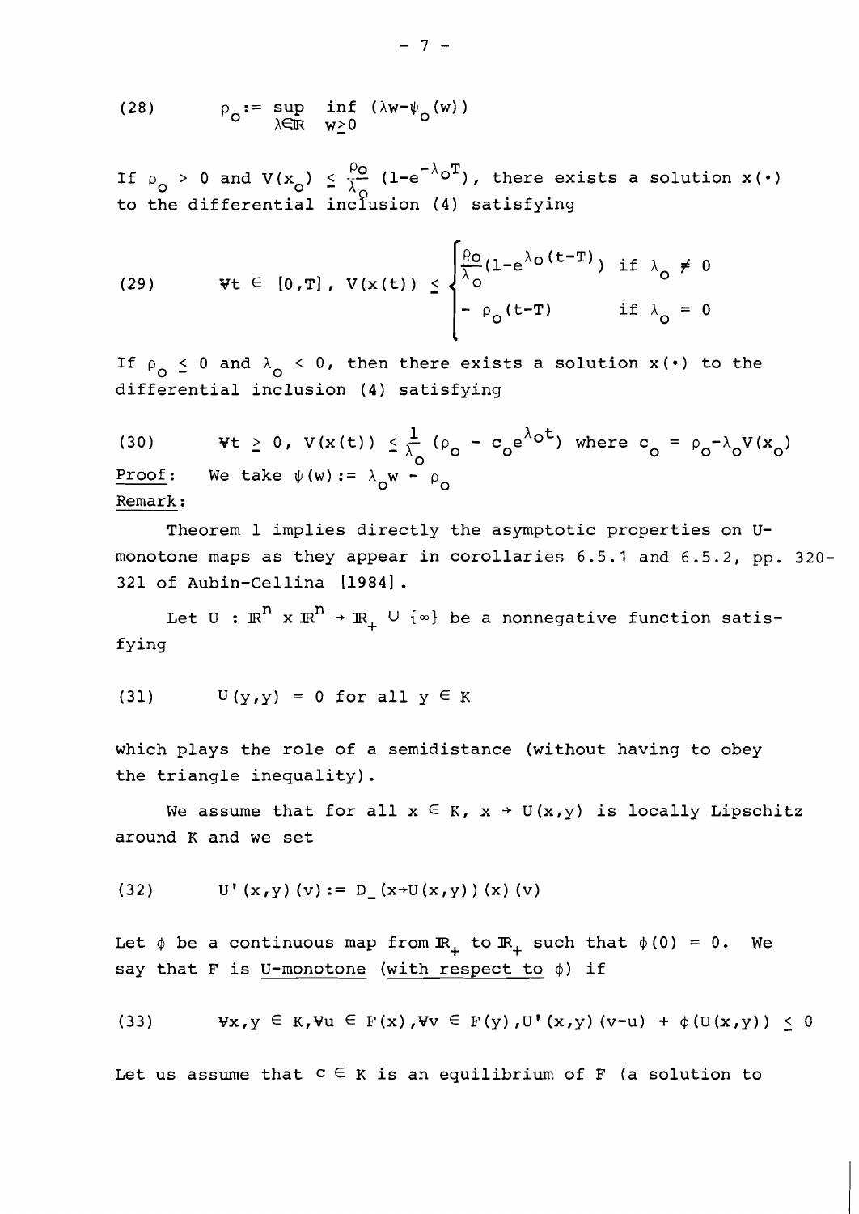$$(28) \qquad \rho_o := \sup_{\lambda \in \mathbb{R}} \inf_{w \geq 0} (\lambda w - \psi_o(w))$$

If $\rho_o > 0$ and $V(x_o) \leq \frac{\rho_o}{\lambda_o}(1 - e^{-\lambda_o T})$, there exists a solution $x(\cdot)$ to the differential inclusion (4) satisfying

$$(29) \qquad \forall t \in [0,T], \; V(x(t)) \leq \begin{cases} \frac{\rho_o}{\lambda_o}(1 - e^{\lambda_o (t-T)}) & \text{if } \lambda_o \neq 0 \\ -\rho_o (t-T) & \text{if } \lambda_o = 0 \end{cases}$$

If $\rho_o \leq 0$ and $\lambda_o < 0$, then there exists a solution $x(\cdot)$ to the differential inclusion (4) satisfying

$$(30) \qquad \forall t \geq 0, \; V(x(t)) \leq \frac{1}{\lambda_o}(\rho_o - c_o e^{\lambda_o t}) \text{ where } c_o = \rho_o - \lambda_o V(x_o)$$

Proof: We take $\psi(w) := \lambda_o w - \rho_o$

Remark:

Theorem 1 implies directly the asymptotic properties on U-monotone maps as they appear in corollaries 6.5.1 and 6.5.2, pp. 320-321 of Aubin-Cellina [1984].

Let $U : \mathbb{R}^n \times \mathbb{R}^n \to \mathbb{R}_+ \cup \{\infty\}$ be a nonnegative function satisfying

$$(31) \qquad U(y,y) = 0 \text{ for all } y \in K$$

which plays the role of a semidistance (without having to obey the triangle inequality).

We assume that for all $x \in K$, $x \to U(x,y)$ is locally Lipschitz around K and we set

$$(32) \qquad U'(x,y)(v) := D_-(x \to U(x,y))(x)(v)$$

Let $\phi$ be a continuous map from $\mathbb{R}_+$ to $\mathbb{R}_+$ such that $\phi(0) = 0$. We say that F is U-monotone (with respect to $\phi$) if

$$(33) \qquad \forall x,y \in K, \forall u \in F(x), \forall v \in F(y), U'(x,y)(v-u) + \phi(U(x,y)) \leq 0$$

Let us assume that $c \in K$ is an equilibrium of F (a solution to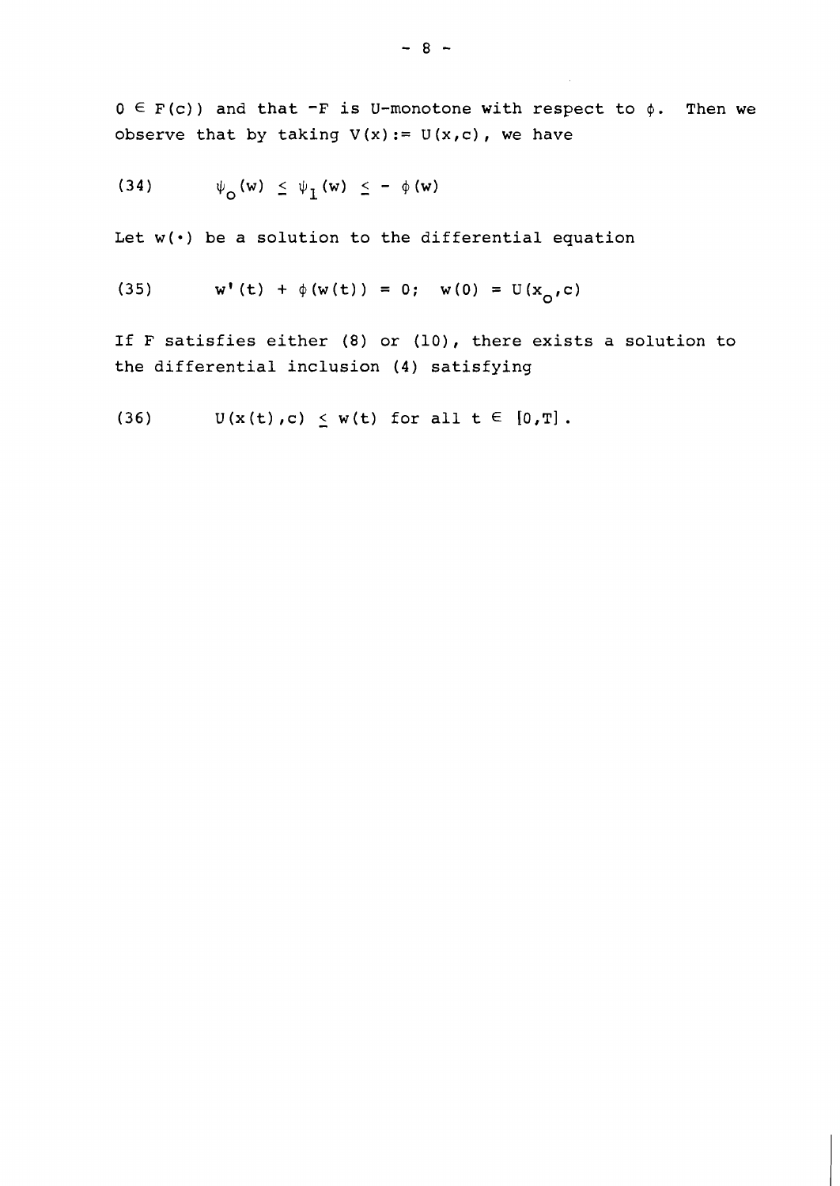$0 \in F(c)$) and that $-F$ is U-monotone with respect to $\phi$. Then we observe that by taking $V(x) := U(x,c)$, we have

$$\psi_o(w) \leq \psi_1(w) \leq -\phi(w) \tag{34}$$

Let $w(\cdot)$ be a solution to the differential equation

$$w'(t) + \phi(w(t)) = 0; \quad w(0) = U(x_o, c) \tag{35}$$

If F satisfies either (8) or (10), there exists a solution to the differential inclusion (4) satisfying

$$U(x(t),c) \leq w(t) \text{ for all } t \in [0,T]. \tag{36}$$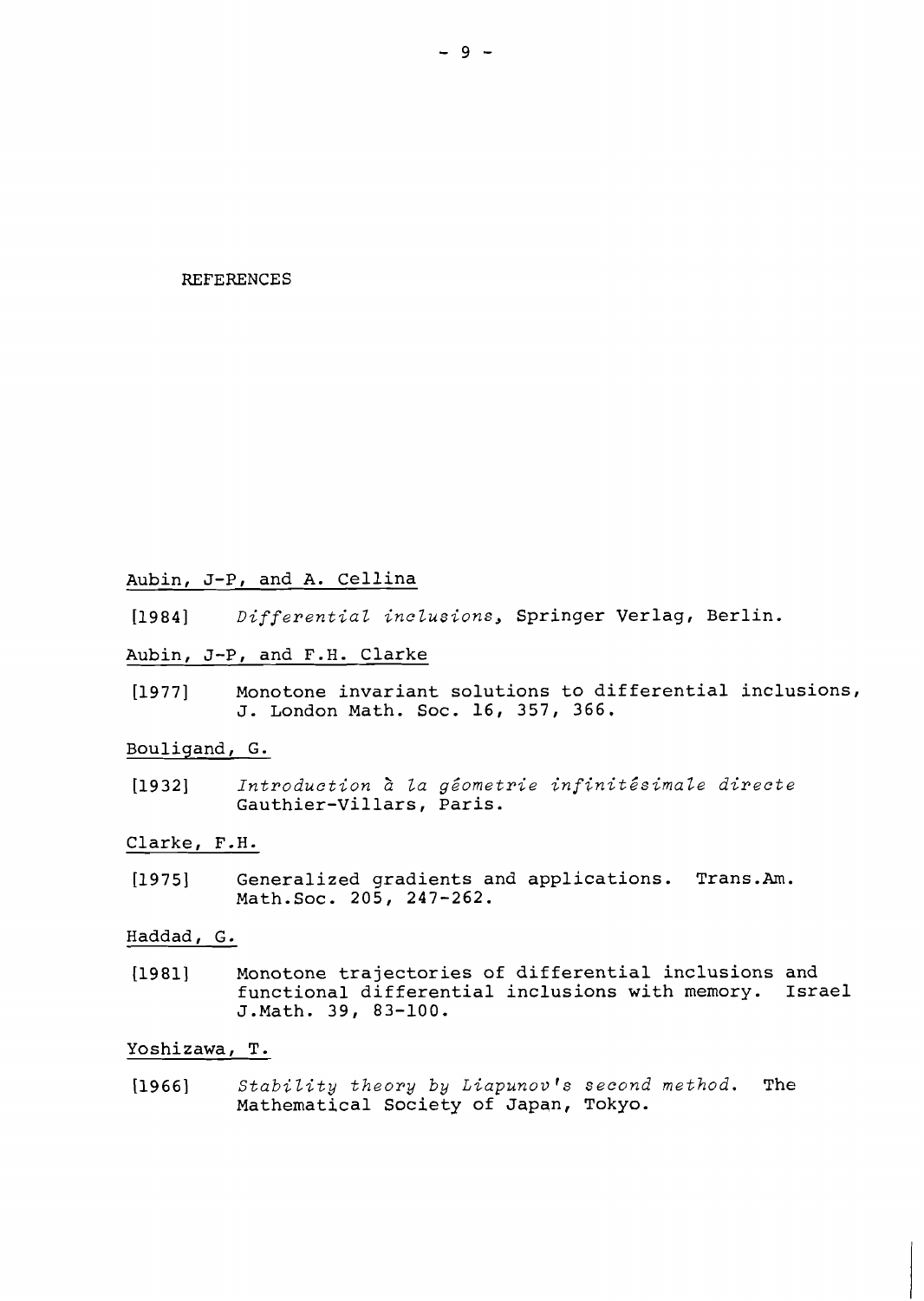# REFERENCES

<u>Aubin, J-P, and A. Cellina</u>

[1984] *Differential inclusions*, Springer Verlag, Berlin.

<u>Aubin, J-P, and F.H. Clarke</u>

[1977] Monotone invariant solutions to differential inclusions, J. London Math. Soc. 16, 357, 366.

<u>Bouligand, G.</u>

[1932] *Introduction à la géometrie infinitésimale directe* Gauthier-Villars, Paris.

<u>Clarke, F.H.</u>

[1975] Generalized gradients and applications. Trans.Am. Math.Soc. 205, 247-262.

<u>Haddad, G.</u>

[1981] Monotone trajectories of differential inclusions and functional differential inclusions with memory. Israel J.Math. 39, 83-100.

<u>Yoshizawa, T.</u>

[1966] *Stability theory by Liapunov's second method.* The Mathematical Society of Japan, Tokyo.